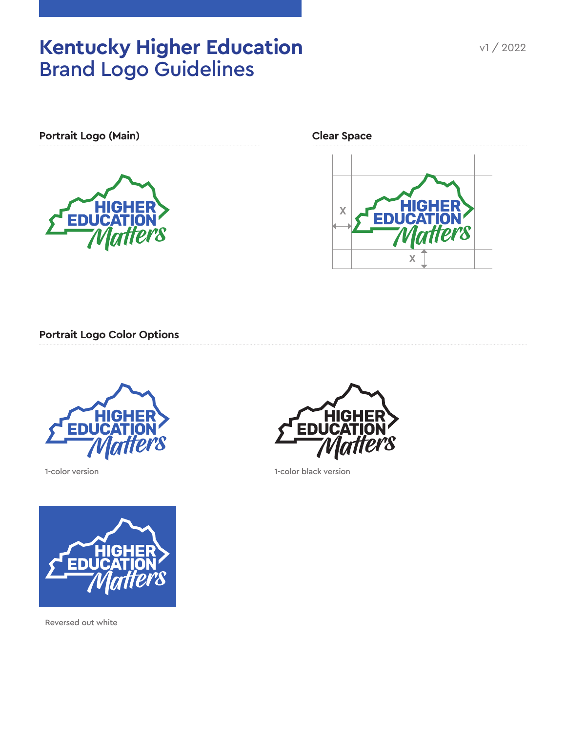# Kentucky Higher Education
## Brand Logo Guidelines

v1 / 2022

### Portrait Logo (Main)

### Clear Space

### Portrait Logo Color Options

1-color version

1-color black version

Reversed out white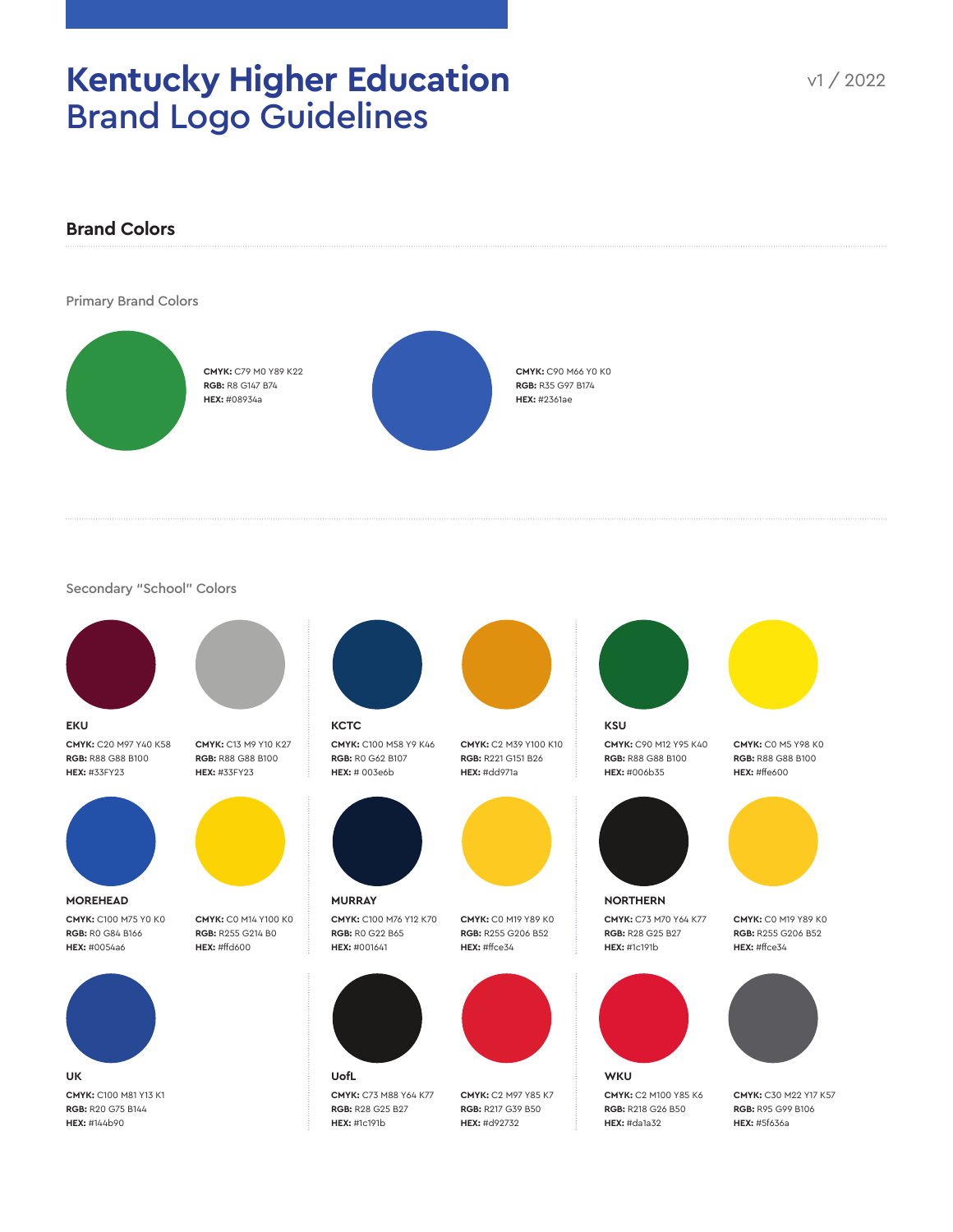# Kentucky Higher Education
# Brand Logo Guidelines

v1 / 2022

## Brand Colors

### Primary Brand Colors

**CMYK:** C79 M0 Y89 K22
**RGB:** R8 G147 B74
**HEX:** #08934a

**CMYK:** C90 M66 Y0 K0
**RGB:** R35 G97 B174
**HEX:** #2361ae

### Secondary "School" Colors

**EKU**

**CMYK:** C20 M97 Y40 K58
**RGB:** R88 G88 B100
**HEX:** #33FY23

**CMYK:** C13 M9 Y10 K27
**RGB:** R88 G88 B100
**HEX:** #33FY23

**KCTC**

**CMYK:** C100 M58 Y9 K46
**RGB:** R0 G62 B107
**HEX:** # 003e6b

**CMYK:** C2 M39 Y100 K10
**RGB:** R221 G151 B26
**HEX:** #dd971a

**KSU**

**CMYK:** C90 M12 Y95 K40
**RGB:** R88 G88 B100
**HEX:** #006b35

**CMYK:** C0 M5 Y98 K0
**RGB:** R88 G88 B100
**HEX:** #ffe600

**MOREHEAD**

**CMYK:** C100 M75 Y0 K0
**RGB:** R0 G84 B166
**HEX:** #0054a6

**CMYK:** C0 M14 Y100 K0
**RGB:** R255 G214 B0
**HEX:** #ffd600

**MURRAY**

**CMYK:** C100 M76 Y12 K70
**RGB:** R0 G22 B65
**HEX:** #001641

**CMYK:** C0 M19 Y89 K0
**RGB:** R255 G206 B52
**HEX:** #ffce34

**NORTHERN**

**CMYK:** C73 M70 Y64 K77
**RGB:** R28 G25 B27
**HEX:** #1c191b

**CMYK:** C0 M19 Y89 K0
**RGB:** R255 G206 B52
**HEX:** #ffce34

**UK**

**CMYK:** C100 M81 Y13 K1
**RGB:** R20 G75 B144
**HEX:** #144b90

**UofL**

**CMYK:** C73 M88 Y64 K77
**RGB:** R28 G25 B27
**HEX:** #1c191b

**CMYK:** C2 M97 Y85 K7
**RGB:** R217 G39 B50
**HEX:** #d92732

**WKU**

**CMYK:** C2 M100 Y85 K6
**RGB:** R218 G26 B50
**HEX:** #da1a32

**CMYK:** C30 M22 Y17 K57
**RGB:** R95 G99 B106
**HEX:** #5f636a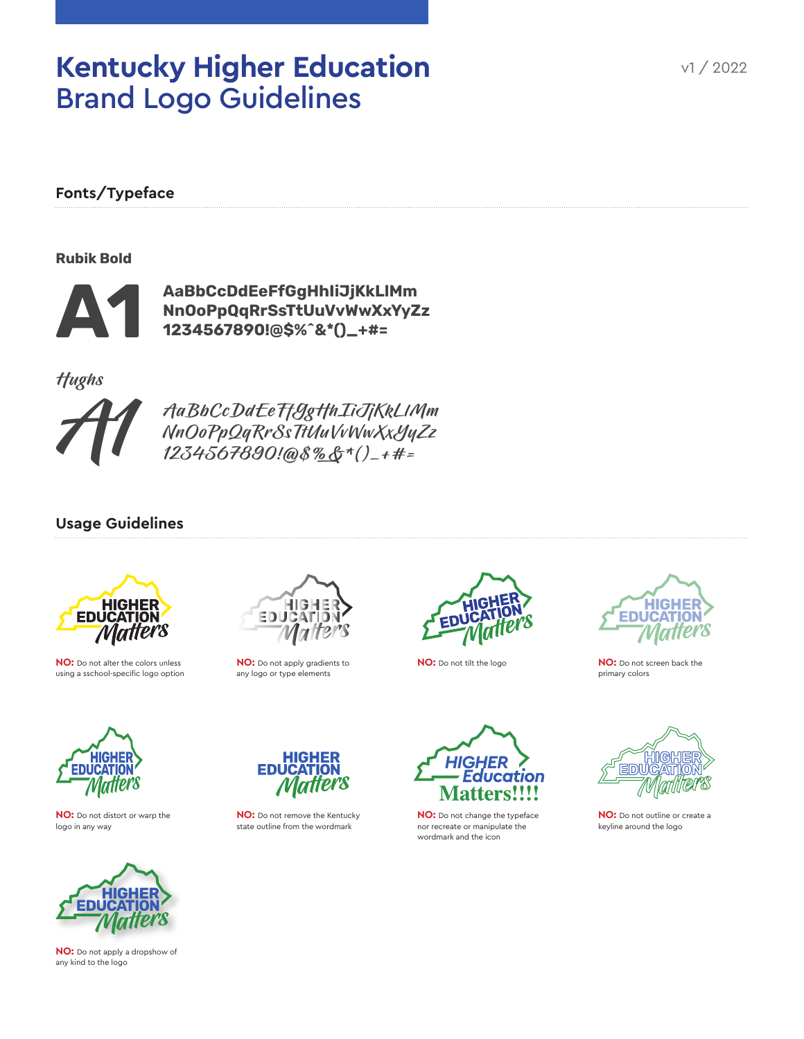# Kentucky Higher Education
## Brand Logo Guidelines

v1 / 2022

### Fonts/Typeface

**Rubik Bold**

A1

AaBbCcDdEeFfGgHhIiJjKkLlMm
NnOoPpQqRrSsTtUuVvWwXxYyZz
1234567890!@$%^&*()_+#=

*Hughs*

A1

AaBbCcDdEeFfGgHhIiJjKkLlMm
NnOoPpQqRrSsTtUuVvWwXxYyZz
1234567890!@$%&*()_+#=

### Usage Guidelines

**NO:** Do not alter the colors unless using a sschool-specific logo option

**NO:** Do not apply gradients to any logo or type elements

**NO:** Do not tilt the logo

**NO:** Do not screen back the primary colors

**NO:** Do not distort or warp the logo in any way

**NO:** Do not remove the Kentucky state outline from the wordmark

**NO:** Do not change the typeface nor recreate or manipulate the wordmark and the icon

**NO:** Do not outline or create a keyline around the logo

**NO:** Do not apply a dropshow of any kind to the logo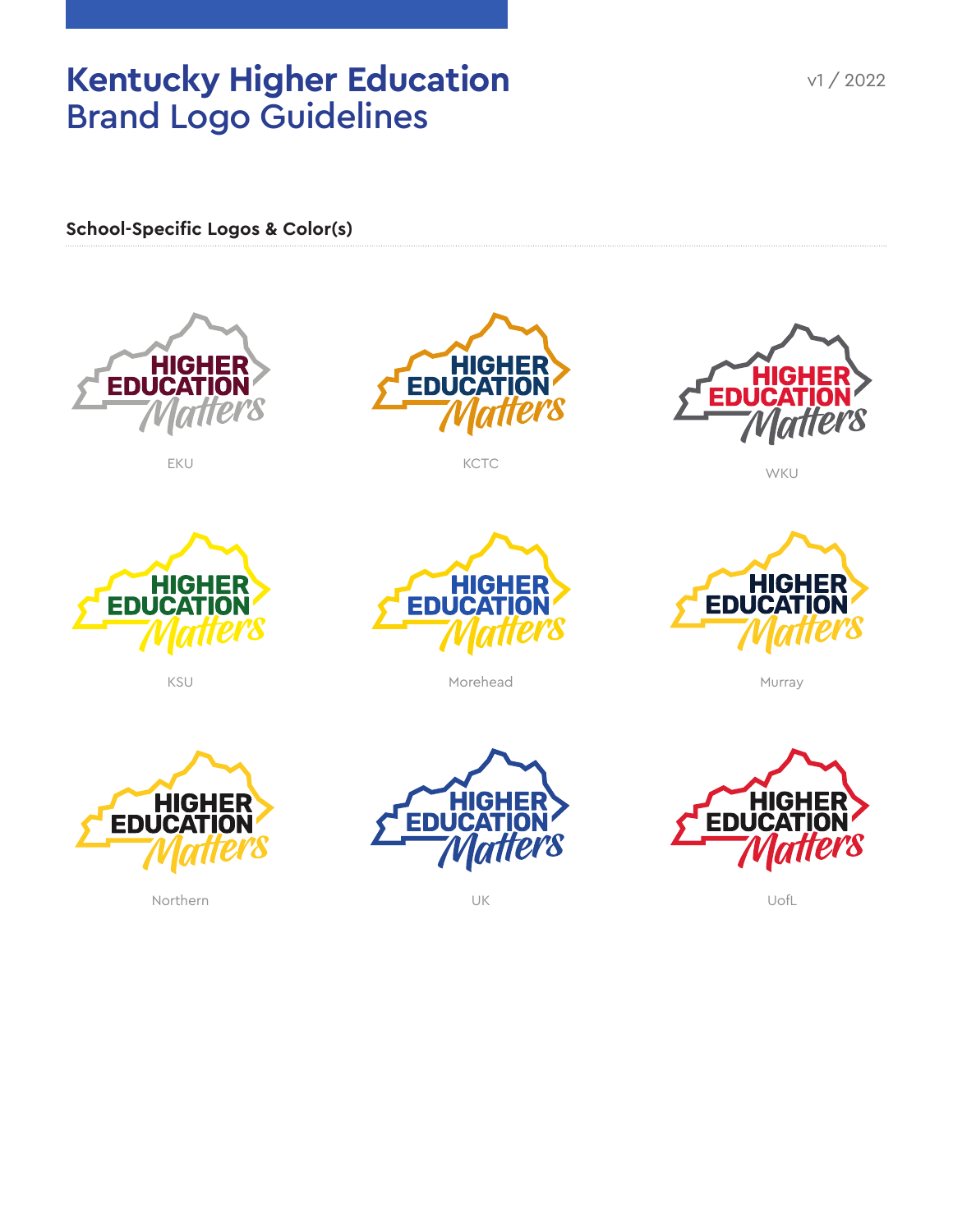# Kentucky Higher Education
## Brand Logo Guidelines

v1 / 2022

**School-Specific Logos & Color(s)**

HIGHER EDUCATION Matters

EKU

HIGHER EDUCATION Matters

KCTC

HIGHER EDUCATION Matters

WKU

HIGHER EDUCATION Matters

KSU

HIGHER EDUCATION Matters

Morehead

HIGHER EDUCATION Matters

Murray

HIGHER EDUCATION Matters

Northern

HIGHER EDUCATION Matters

UK

HIGHER EDUCATION Matters

UofL